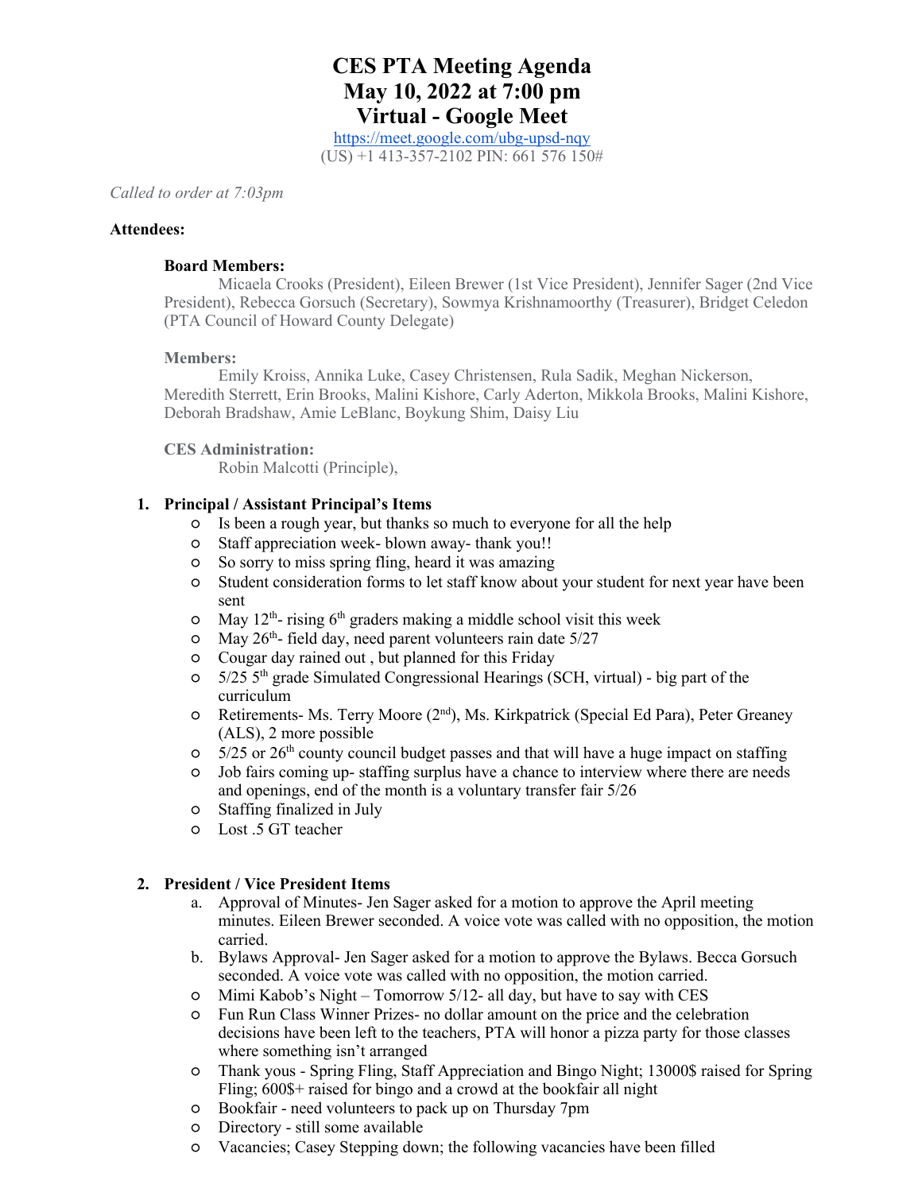# CES PTA Meeting Agenda
# May 10, 2022 at 7:00 pm
# Virtual - Google Meet

https://meet.google.com/ubg-upsd-nqy
(US) +1 413-357-2102 PIN: 661 576 150#

*Called to order at 7:03pm*

**Attendees:**

**Board Members:**
Micaela Crooks (President), Eileen Brewer (1st Vice President), Jennifer Sager (2nd Vice President), Rebecca Gorsuch (Secretary), Sowmya Krishnamoorthy (Treasurer), Bridget Celedon (PTA Council of Howard County Delegate)

**Members:**
Emily Kroiss, Annika Luke, Casey Christensen, Rula Sadik, Meghan Nickerson, Meredith Sterrett, Erin Brooks, Malini Kishore, Carly Aderton, Mikkola Brooks, Malini Kishore, Deborah Bradshaw, Amie LeBlanc, Boykung Shim, Daisy Liu

**CES Administration:**
Robin Malcotti (Principle),

1. **Principal / Assistant Principal's Items**
   - Is been a rough year, but thanks so much to everyone for all the help
   - Staff appreciation week- blown away- thank you!!
   - So sorry to miss spring fling, heard it was amazing
   - Student consideration forms to let staff know about your student for next year have been sent
   - May 12th- rising 6th graders making a middle school visit this week
   - May 26th- field day, need parent volunteers rain date 5/27
   - Cougar day rained out , but planned for this Friday
   - 5/25 5th grade Simulated Congressional Hearings (SCH, virtual) - big part of the curriculum
   - Retirements- Ms. Terry Moore (2nd), Ms. Kirkpatrick (Special Ed Para), Peter Greaney (ALS), 2 more possible
   - 5/25 or 26th county council budget passes and that will have a huge impact on staffing
   - Job fairs coming up- staffing surplus have a chance to interview where there are needs and openings, end of the month is a voluntary transfer fair 5/26
   - Staffing finalized in July
   - Lost .5 GT teacher

2. **President / Vice President Items**
   a. Approval of Minutes- Jen Sager asked for a motion to approve the April meeting minutes. Eileen Brewer seconded. A voice vote was called with no opposition, the motion carried.
   b. Bylaws Approval- Jen Sager asked for a motion to approve the Bylaws. Becca Gorsuch seconded. A voice vote was called with no opposition, the motion carried.
   - Mimi Kabob's Night – Tomorrow 5/12- all day, but have to say with CES
   - Fun Run Class Winner Prizes- no dollar amount on the price and the celebration decisions have been left to the teachers, PTA will honor a pizza party for those classes where something isn't arranged
   - Thank yous - Spring Fling, Staff Appreciation and Bingo Night; 13000$ raised for Spring Fling; 600$+ raised for bingo and a crowd at the bookfair all night
   - Bookfair - need volunteers to pack up on Thursday 7pm
   - Directory - still some available
   - Vacancies; Casey Stepping down; the following vacancies have been filled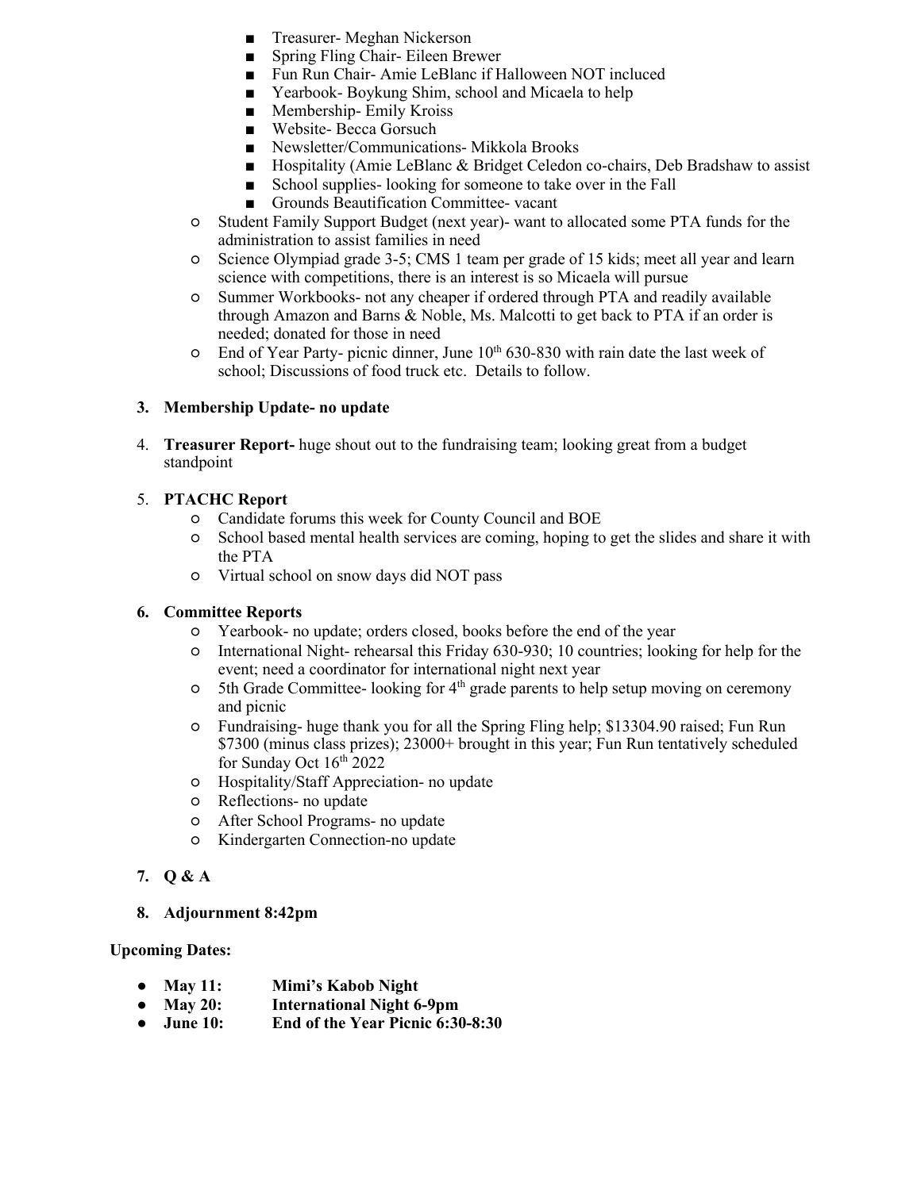- Treasurer- Meghan Nickerson
  - Spring Fling Chair- Eileen Brewer
  - Fun Run Chair- Amie LeBlanc if Halloween NOT incluced
  - Yearbook- Boykung Shim, school and Micaela to help
  - Membership- Emily Kroiss
  - Website- Becca Gorsuch
  - Newsletter/Communications- Mikkola Brooks
  - Hospitality (Amie LeBlanc & Bridget Celedon co-chairs, Deb Bradshaw to assist
  - School supplies- looking for someone to take over in the Fall
  - Grounds Beautification Committee- vacant
- Student Family Support Budget (next year)- want to allocated some PTA funds for the administration to assist families in need
- Science Olympiad grade 3-5; CMS 1 team per grade of 15 kids; meet all year and learn science with competitions, there is an interest is so Micaela will pursue
- Summer Workbooks- not any cheaper if ordered through PTA and readily available through Amazon and Barns & Noble, Ms. Malcotti to get back to PTA if an order is needed; donated for those in need
- End of Year Party- picnic dinner, June 10th 630-830 with rain date the last week of school; Discussions of food truck etc. Details to follow.

3. **Membership Update- no update**

4. **Treasurer Report-** huge shout out to the fundraising team; looking great from a budget standpoint

5. **PTACHC Report**
   - Candidate forums this week for County Council and BOE
   - School based mental health services are coming, hoping to get the slides and share it with the PTA
   - Virtual school on snow days did NOT pass

6. **Committee Reports**
   - Yearbook- no update; orders closed, books before the end of the year
   - International Night- rehearsal this Friday 630-930; 10 countries; looking for help for the event; need a coordinator for international night next year
   - 5th Grade Committee- looking for 4th grade parents to help setup moving on ceremony and picnic
   - Fundraising- huge thank you for all the Spring Fling help; $13304.90 raised; Fun Run $7300 (minus class prizes); 23000+ brought in this year; Fun Run tentatively scheduled for Sunday Oct 16th 2022
   - Hospitality/Staff Appreciation- no update
   - Reflections- no update
   - After School Programs- no update
   - Kindergarten Connection-no update

7. **Q & A**

8. **Adjournment 8:42pm**

**Upcoming Dates:**

- **May 11:** **Mimi's Kabob Night**
- **May 20:** **International Night 6-9pm**
- **June 10:** **End of the Year Picnic 6:30-8:30**